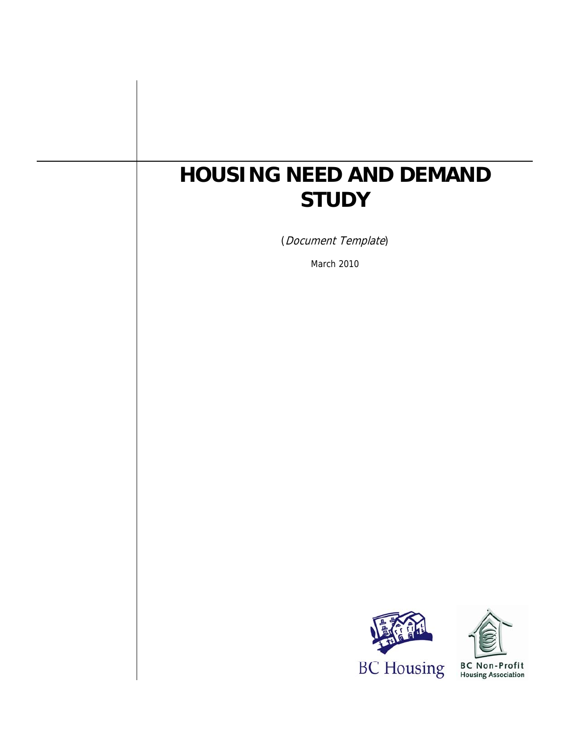# HOUSING NEED AND DEMAND STUDY

(*Document Template*)

March 2010

BC Housing

BC Non-Profit Housing Association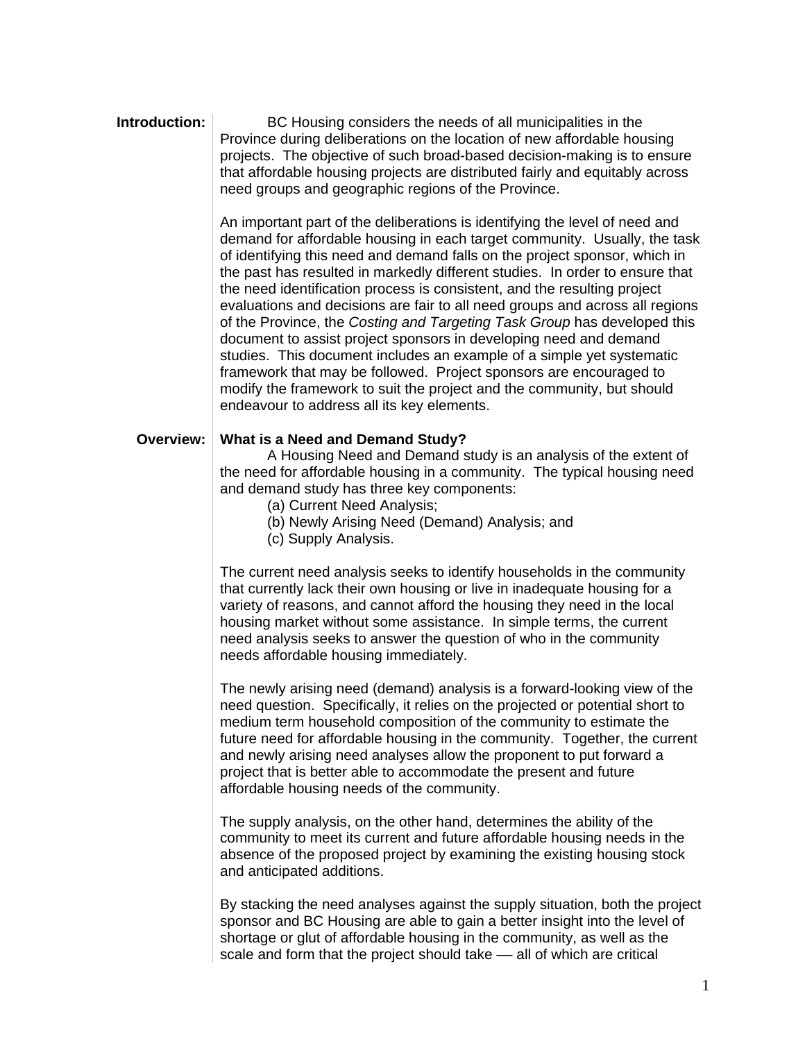**Introduction:**

BC Housing considers the needs of all municipalities in the Province during deliberations on the location of new affordable housing projects. The objective of such broad-based decision-making is to ensure that affordable housing projects are distributed fairly and equitably across need groups and geographic regions of the Province.

An important part of the deliberations is identifying the level of need and demand for affordable housing in each target community. Usually, the task of identifying this need and demand falls on the project sponsor, which in the past has resulted in markedly different studies. In order to ensure that the need identification process is consistent, and the resulting project evaluations and decisions are fair to all need groups and across all regions of the Province, the *Costing and Targeting Task Group* has developed this document to assist project sponsors in developing need and demand studies. This document includes an example of a simple yet systematic framework that may be followed. Project sponsors are encouraged to modify the framework to suit the project and the community, but should endeavour to address all its key elements.

**Overview:**

**What is a Need and Demand Study?**

A Housing Need and Demand study is an analysis of the extent of the need for affordable housing in a community. The typical housing need and demand study has three key components:

(a) Current Need Analysis;
(b) Newly Arising Need (Demand) Analysis; and
(c) Supply Analysis.

The current need analysis seeks to identify households in the community that currently lack their own housing or live in inadequate housing for a variety of reasons, and cannot afford the housing they need in the local housing market without some assistance. In simple terms, the current need analysis seeks to answer the question of who in the community needs affordable housing immediately.

The newly arising need (demand) analysis is a forward-looking view of the need question. Specifically, it relies on the projected or potential short to medium term household composition of the community to estimate the future need for affordable housing in the community. Together, the current and newly arising need analyses allow the proponent to put forward a project that is better able to accommodate the present and future affordable housing needs of the community.

The supply analysis, on the other hand, determines the ability of the community to meet its current and future affordable housing needs in the absence of the proposed project by examining the existing housing stock and anticipated additions.

By stacking the need analyses against the supply situation, both the project sponsor and BC Housing are able to gain a better insight into the level of shortage or glut of affordable housing in the community, as well as the scale and form that the project should take — all of which are critical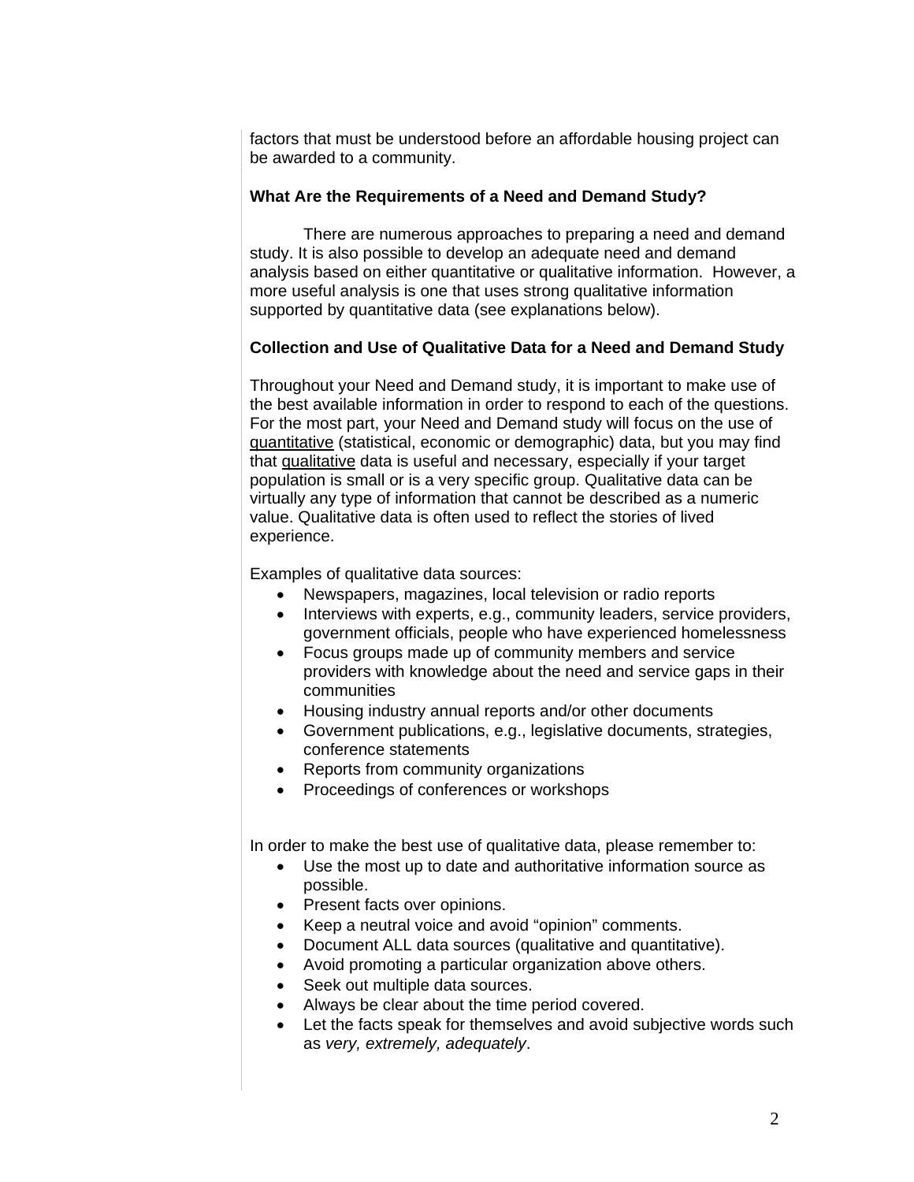factors that must be understood before an affordable housing project can be awarded to a community.

**What Are the Requirements of a Need and Demand Study?**

There are numerous approaches to preparing a need and demand study. It is also possible to develop an adequate need and demand analysis based on either quantitative or qualitative information. However, a more useful analysis is one that uses strong qualitative information supported by quantitative data (see explanations below).

**Collection and Use of Qualitative Data for a Need and Demand Study**

Throughout your Need and Demand study, it is important to make use of the best available information in order to respond to each of the questions. For the most part, your Need and Demand study will focus on the use of <u>quantitative</u> (statistical, economic or demographic) data, but you may find that <u>qualitative</u> data is useful and necessary, especially if your target population is small or is a very specific group. Qualitative data can be virtually any type of information that cannot be described as a numeric value. Qualitative data is often used to reflect the stories of lived experience.

Examples of qualitative data sources:

- Newspapers, magazines, local television or radio reports
- Interviews with experts, e.g., community leaders, service providers, government officials, people who have experienced homelessness
- Focus groups made up of community members and service providers with knowledge about the need and service gaps in their communities
- Housing industry annual reports and/or other documents
- Government publications, e.g., legislative documents, strategies, conference statements
- Reports from community organizations
- Proceedings of conferences or workshops

In order to make the best use of qualitative data, please remember to:

- Use the most up to date and authoritative information source as possible.
- Present facts over opinions.
- Keep a neutral voice and avoid "opinion" comments.
- Document ALL data sources (qualitative and quantitative).
- Avoid promoting a particular organization above others.
- Seek out multiple data sources.
- Always be clear about the time period covered.
- Let the facts speak for themselves and avoid subjective words such as *very, extremely, adequately*.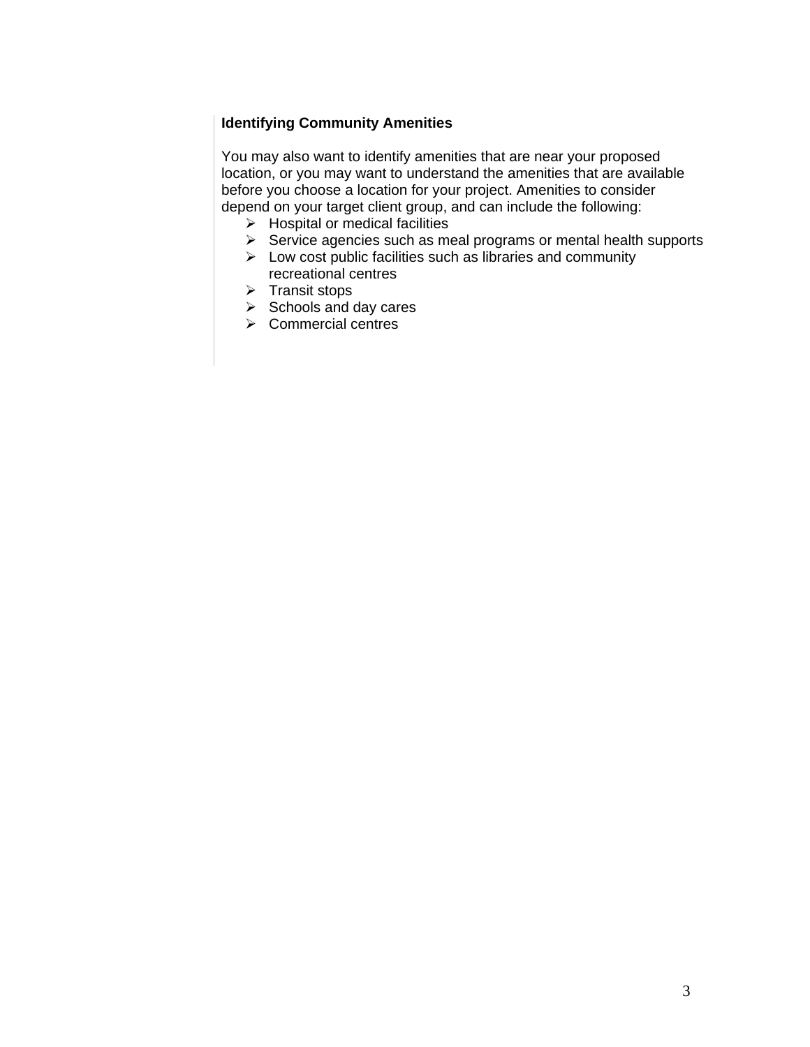**Identifying Community Amenities**

You may also want to identify amenities that are near your proposed location, or you may want to understand the amenities that are available before you choose a location for your project. Amenities to consider depend on your target client group, and can include the following:

- Hospital or medical facilities
- Service agencies such as meal programs or mental health supports
- Low cost public facilities such as libraries and community recreational centres
- Transit stops
- Schools and day cares
- Commercial centres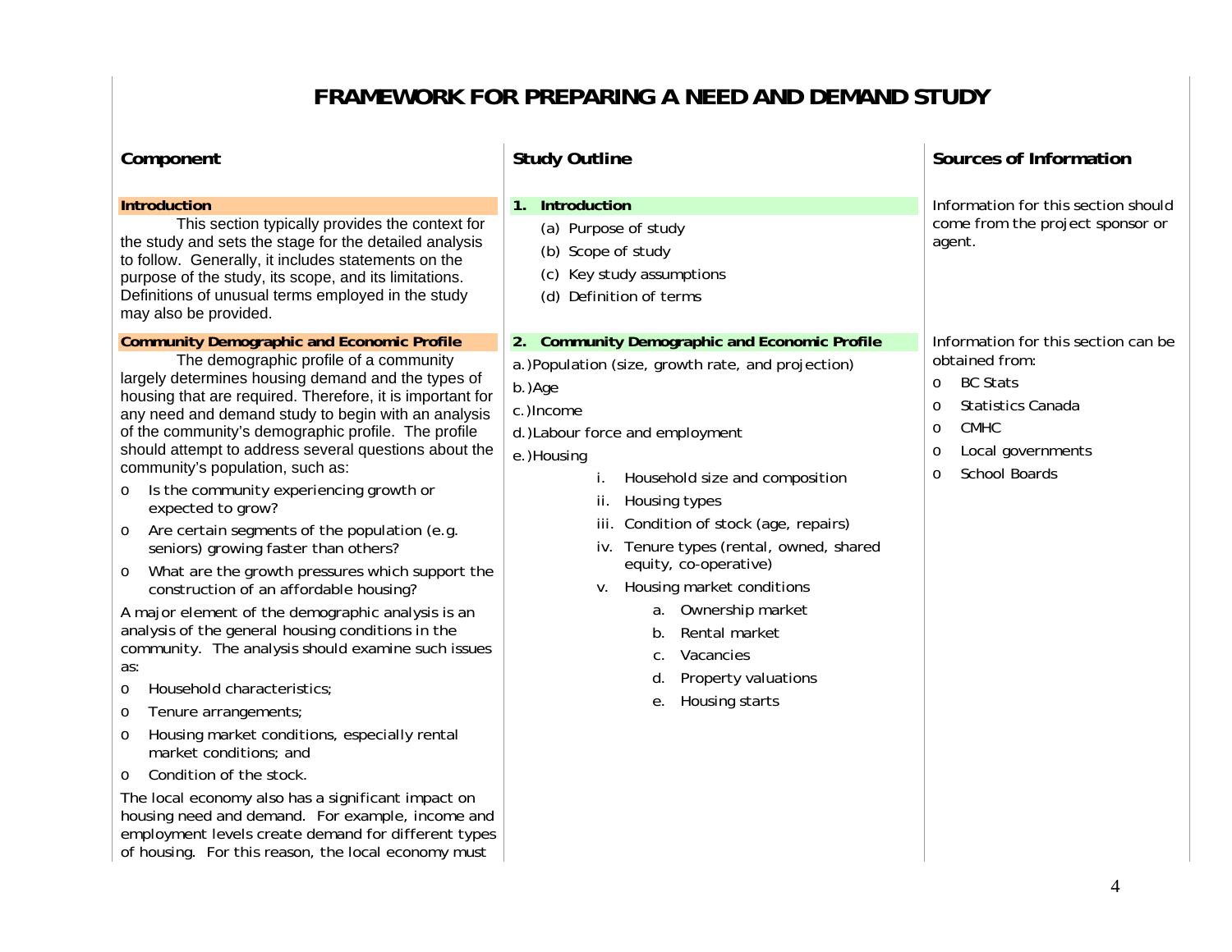# FRAMEWORK FOR PREPARING A NEED AND DEMAND STUDY

| Component | Study Outline | Sources of Information |
|---|---|---|
| **Introduction**<br>This section typically provides the context for the study and sets the stage for the detailed analysis to follow. Generally, it includes statements on the purpose of the study, its scope, and its limitations. Definitions of unusual terms employed in the study may also be provided. | **1. Introduction**<br>(a) Purpose of study<br>(b) Scope of study<br>(c) Key study assumptions<br>(d) Definition of terms | Information for this section should come from the project sponsor or agent. |
| **Community Demographic and Economic Profile**<br>The demographic profile of a community largely determines housing demand and the types of housing that are required. Therefore, it is important for any need and demand study to begin with an analysis of the community's demographic profile. The profile should attempt to address several questions about the community's population, such as:<br>o Is the community experiencing growth or expected to grow?<br>o Are certain segments of the population (e.g. seniors) growing faster than others?<br>o What are the growth pressures which support the construction of an affordable housing?<br>A major element of the demographic analysis is an analysis of the general housing conditions in the community. The analysis should examine such issues as:<br>o Household characteristics;<br>o Tenure arrangements;<br>o Housing market conditions, especially rental market conditions; and<br>o Condition of the stock.<br>The local economy also has a significant impact on housing need and demand. For example, income and employment levels create demand for different types of housing. For this reason, the local economy must | **2. Community Demographic and Economic Profile**<br>a.) Population (size, growth rate, and projection)<br>b.) Age<br>c.) Income<br>d.) Labour force and employment<br>e.) Housing<br>i. Household size and composition<br>ii. Housing types<br>iii. Condition of stock (age, repairs)<br>iv. Tenure types (rental, owned, shared equity, co-operative)<br>v. Housing market conditions<br>a. Ownership market<br>b. Rental market<br>c. Vacancies<br>d. Property valuations<br>e. Housing starts | Information for this section can be obtained from:<br>o BC Stats<br>o Statistics Canada<br>o CMHC<br>o Local governments<br>o School Boards |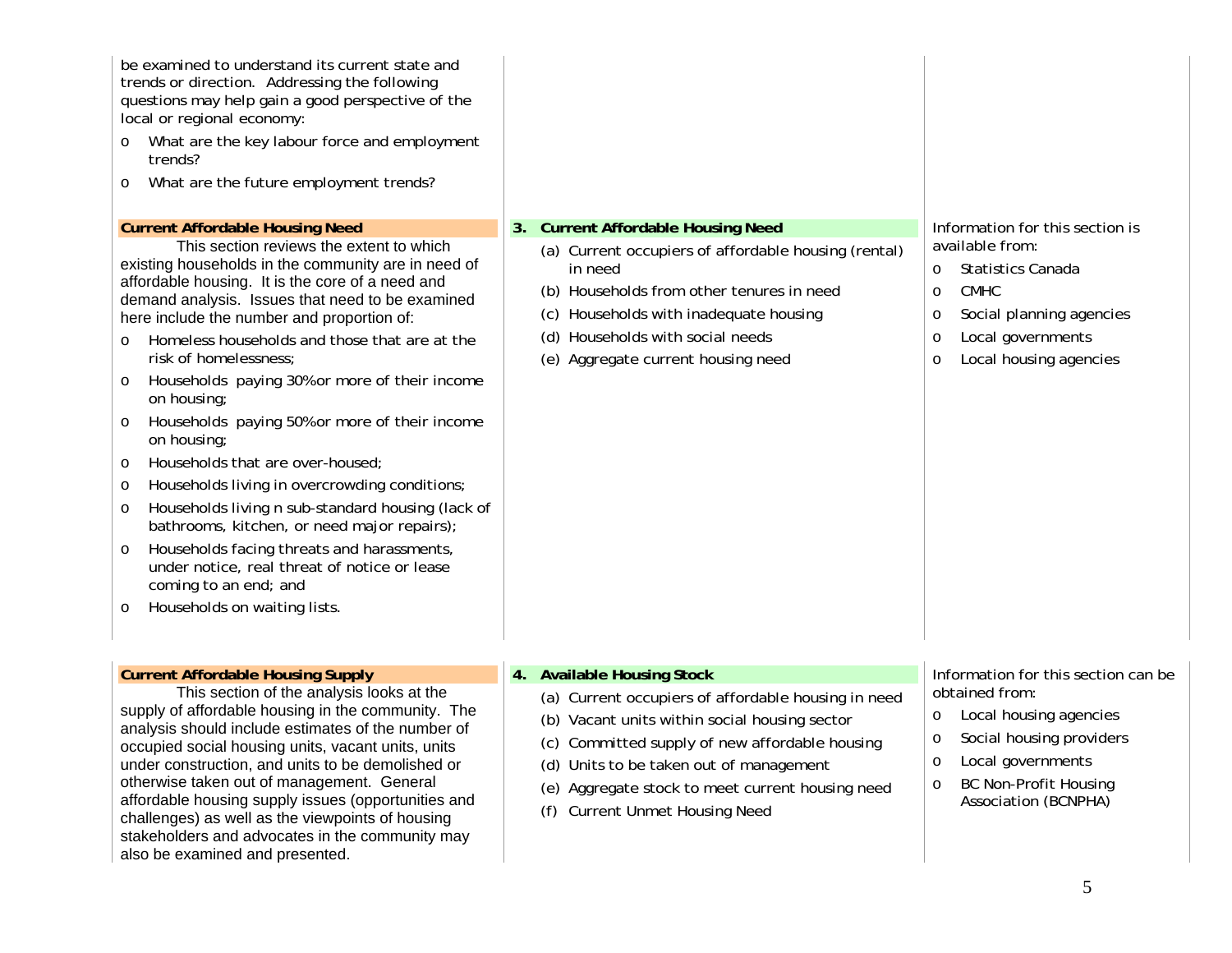be examined to understand its current state and trends or direction. Addressing the following questions may help gain a good perspective of the local or regional economy:

- What are the key labour force and employment trends?
- What are the future employment trends?

| | | |
|---|---|---|
| **Current Affordable Housing Need**<br>This section reviews the extent to which existing households in the community are in need of affordable housing. It is the core of a need and demand analysis. Issues that need to be examined here include the number and proportion of:<br>o Homeless households and those that are at the risk of homelessness;<br>o Households paying 30%or more of their income on housing;<br>o Households paying 50%or more of their income on housing;<br>o Households that are over-housed;<br>o Households living in overcrowding conditions;<br>o Households living n sub-standard housing (lack of bathrooms, kitchen, or need major repairs);<br>o Households facing threats and harassments, under notice, real threat of notice or lease coming to an end; and<br>o Households on waiting lists. | **3. Current Affordable Housing Need**<br>(a) Current occupiers of affordable housing (rental) in need<br>(b) Households from other tenures in need<br>(c) Households with inadequate housing<br>(d) Households with social needs<br>(e) Aggregate current housing need | Information for this section is available from:<br>o Statistics Canada<br>o CMHC<br>o Social planning agencies<br>o Local governments<br>o Local housing agencies |
| **Current Affordable Housing Supply**<br>This section of the analysis looks at the supply of affordable housing in the community. The analysis should include estimates of the number of occupied social housing units, vacant units, units under construction, and units to be demolished or otherwise taken out of management. General affordable housing supply issues (opportunities and challenges) as well as the viewpoints of housing stakeholders and advocates in the community may also be examined and presented. | **4. Available Housing Stock**<br>(a) Current occupiers of affordable housing in need<br>(b) Vacant units within social housing sector<br>(c) Committed supply of new affordable housing<br>(d) Units to be taken out of management<br>(e) Aggregate stock to meet current housing need<br>(f) Current Unmet Housing Need | Information for this section can be obtained from:<br>o Local housing agencies<br>o Social housing providers<br>o Local governments<br>o BC Non-Profit Housing Association (BCNPHA) |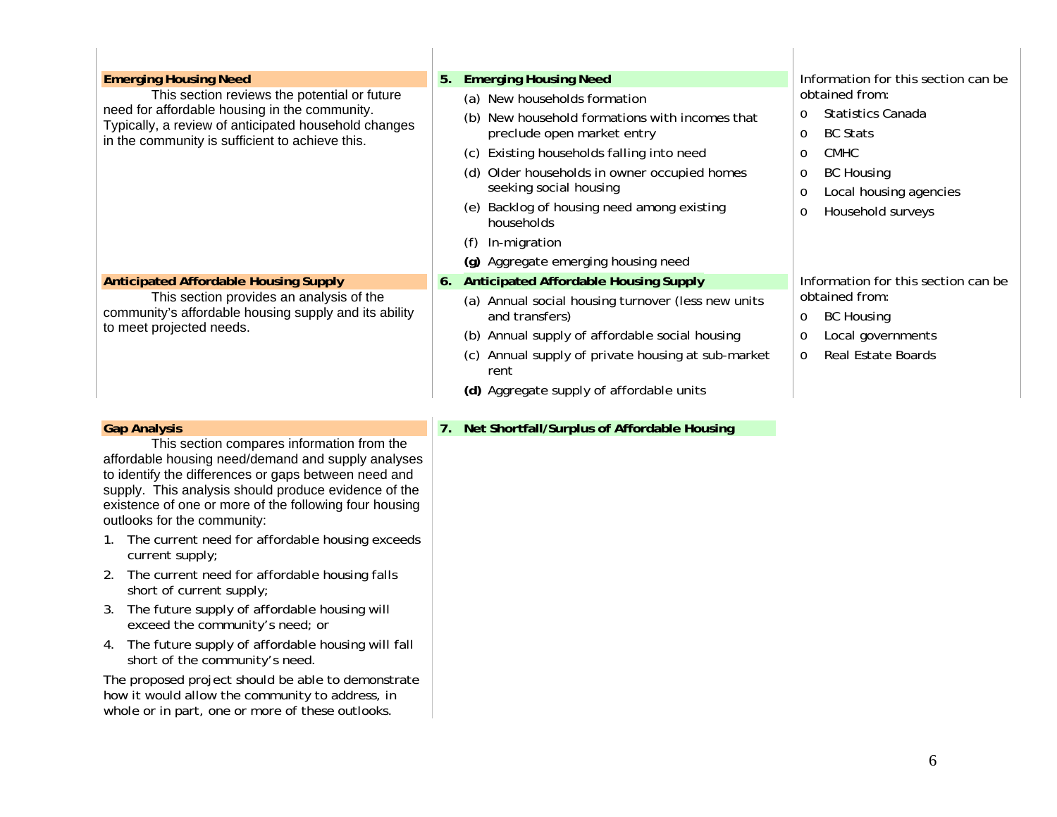| | | |
|---|---|---|
| **Emerging Housing Need**<br>This section reviews the potential or future need for affordable housing in the community. Typically, a review of anticipated household changes in the community is sufficient to achieve this. | **5. Emerging Housing Need**<br>(a) New households formation<br>(b) New household formations with incomes that preclude open market entry<br>(c) Existing households falling into need<br>(d) Older households in owner occupied homes seeking social housing<br>(e) Backlog of housing need among existing households<br>(f) In-migration<br>**(g)** Aggregate emerging housing need | Information for this section can be obtained from:<br>o Statistics Canada<br>o BC Stats<br>o CMHC<br>o BC Housing<br>o Local housing agencies<br>o Household surveys |
| **Anticipated Affordable Housing Supply**<br>This section provides an analysis of the community's affordable housing supply and its ability to meet projected needs. | **6. Anticipated Affordable Housing Supply**<br>(a) Annual social housing turnover (less new units and transfers)<br>(b) Annual supply of affordable social housing<br>(c) Annual supply of private housing at sub-market rent<br>**(d)** Aggregate supply of affordable units | Information for this section can be obtained from:<br>o BC Housing<br>o Local governments<br>o Real Estate Boards |

| | |
|---|---|
| **Gap Analysis**<br>This section compares information from the affordable housing need/demand and supply analyses to identify the differences or gaps between need and supply. This analysis should produce evidence of the existence of one or more of the following four housing outlooks for the community:<br>1. The current need for affordable housing exceeds current supply;<br>2. The current need for affordable housing falls short of current supply;<br>3. The future supply of affordable housing will exceed the community's need; or<br>4. The future supply of affordable housing will fall short of the community's need.<br>The proposed project should be able to demonstrate how it would allow the community to address, in whole or in part, one or more of these outlooks. | **7. Net Shortfall/Surplus of Affordable Housing** |